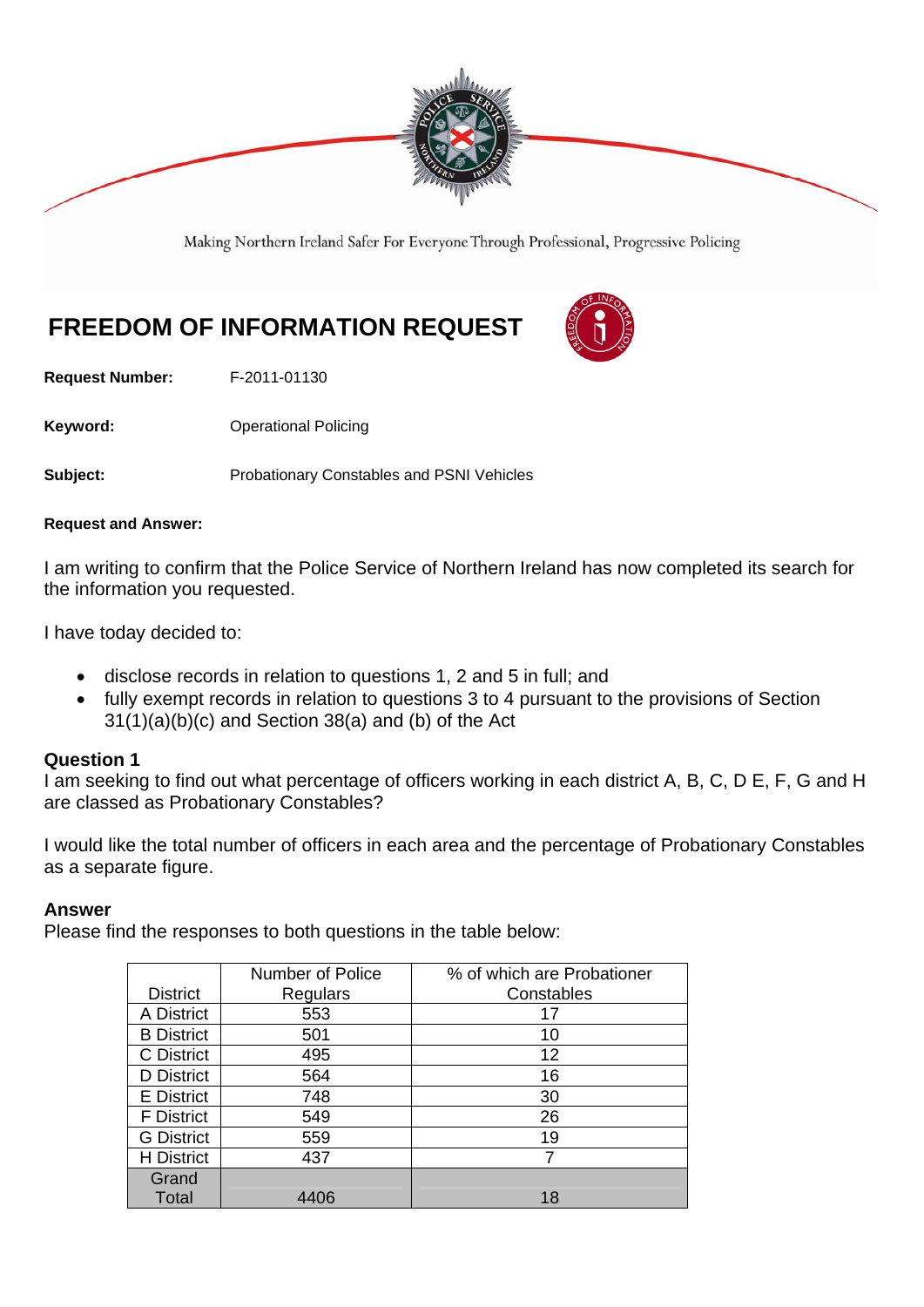Making Northern Ireland Safer For Everyone Through Professional, Progressive Policing

# FREEDOM OF INFORMATION REQUEST

**Request Number:** F-2011-01130

**Keyword:** Operational Policing

**Subject:** Probationary Constables and PSNI Vehicles

**Request and Answer:**

I am writing to confirm that the Police Service of Northern Ireland has now completed its search for the information you requested.

I have today decided to:

- disclose records in relation to questions 1, 2 and 5 in full; and
- fully exempt records in relation to questions 3 to 4 pursuant to the provisions of Section 31(1)(a)(b)(c) and Section 38(a) and (b) of the Act

### Question 1

I am seeking to find out what percentage of officers working in each district A, B, C, D E, F, G and H are classed as Probationary Constables?

I would like the total number of officers in each area and the percentage of Probationary Constables as a separate figure.

### Answer

Please find the responses to both questions in the table below:

| District | Number of Police Regulars | % of which are Probationer Constables |
|---|---|---|
| A District | 553 | 17 |
| B District | 501 | 10 |
| C District | 495 | 12 |
| D District | 564 | 16 |
| E District | 748 | 30 |
| F District | 549 | 26 |
| G District | 559 | 19 |
| H District | 437 | 7 |
| Grand Total | 4406 | 18 |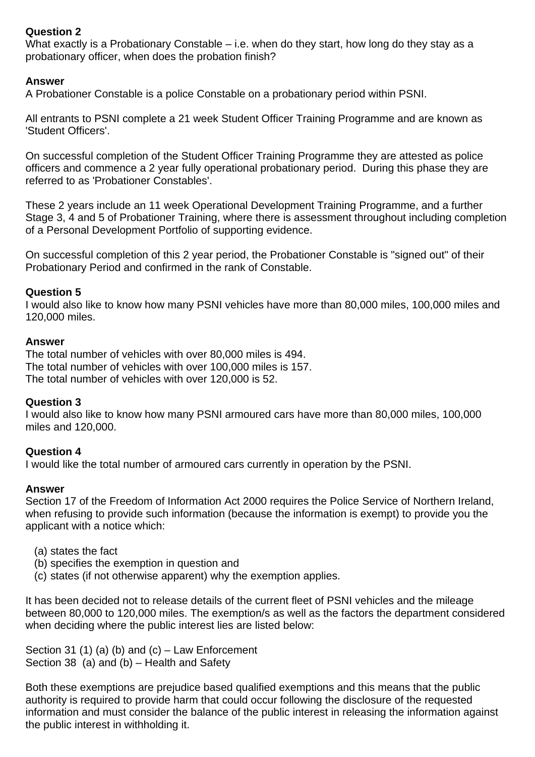**Question 2**
What exactly is a Probationary Constable – i.e. when do they start, how long do they stay as a probationary officer, when does the probation finish?

**Answer**
A Probationer Constable is a police Constable on a probationary period within PSNI.

All entrants to PSNI complete a 21 week Student Officer Training Programme and are known as 'Student Officers'.

On successful completion of the Student Officer Training Programme they are attested as police officers and commence a 2 year fully operational probationary period. During this phase they are referred to as 'Probationer Constables'.

These 2 years include an 11 week Operational Development Training Programme, and a further Stage 3, 4 and 5 of Probationer Training, where there is assessment throughout including completion of a Personal Development Portfolio of supporting evidence.

On successful completion of this 2 year period, the Probationer Constable is "signed out" of their Probationary Period and confirmed in the rank of Constable.

**Question 5**
I would also like to know how many PSNI vehicles have more than 80,000 miles, 100,000 miles and 120,000 miles.

**Answer**
The total number of vehicles with over 80,000 miles is 494.
The total number of vehicles with over 100,000 miles is 157.
The total number of vehicles with over 120,000 is 52.

**Question 3**
I would also like to know how many PSNI armoured cars have more than 80,000 miles, 100,000 miles and 120,000.

**Question 4**
I would like the total number of armoured cars currently in operation by the PSNI.

**Answer**
Section 17 of the Freedom of Information Act 2000 requires the Police Service of Northern Ireland, when refusing to provide such information (because the information is exempt) to provide you the applicant with a notice which:

(a) states the fact
(b) specifies the exemption in question and
(c) states (if not otherwise apparent) why the exemption applies.

It has been decided not to release details of the current fleet of PSNI vehicles and the mileage between 80,000 to 120,000 miles. The exemption/s as well as the factors the department considered when deciding where the public interest lies are listed below:

Section 31 (1) (a) (b) and (c) – Law Enforcement
Section 38 (a) and (b) – Health and Safety

Both these exemptions are prejudice based qualified exemptions and this means that the public authority is required to provide harm that could occur following the disclosure of the requested information and must consider the balance of the public interest in releasing the information against the public interest in withholding it.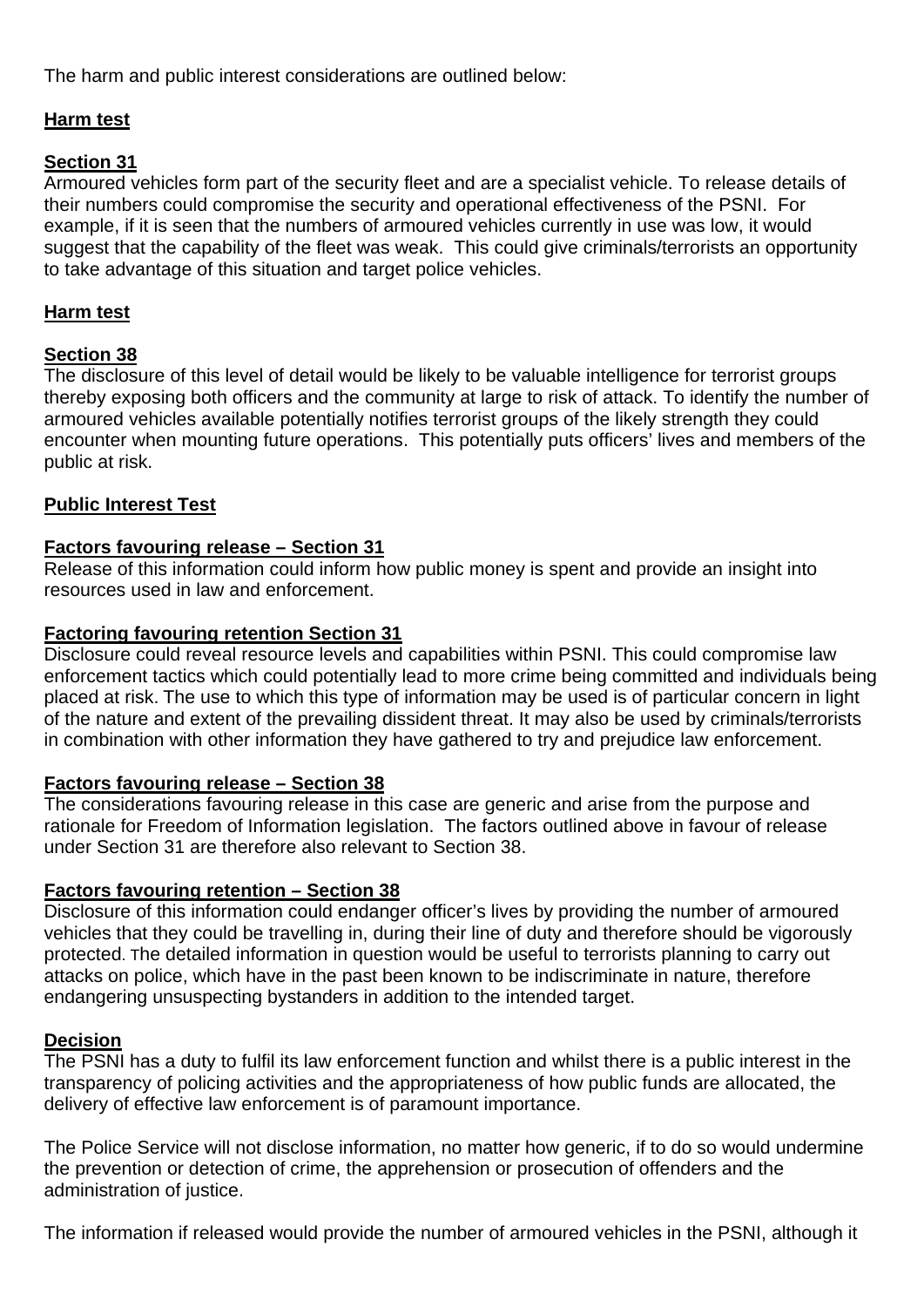The harm and public interest considerations are outlined below:

**Harm test**

**Section 31**

Armoured vehicles form part of the security fleet and are a specialist vehicle. To release details of their numbers could compromise the security and operational effectiveness of the PSNI. For example, if it is seen that the numbers of armoured vehicles currently in use was low, it would suggest that the capability of the fleet was weak. This could give criminals/terrorists an opportunity to take advantage of this situation and target police vehicles.

**Harm test**

**Section 38**

The disclosure of this level of detail would be likely to be valuable intelligence for terrorist groups thereby exposing both officers and the community at large to risk of attack. To identify the number of armoured vehicles available potentially notifies terrorist groups of the likely strength they could encounter when mounting future operations. This potentially puts officers' lives and members of the public at risk.

**Public Interest Test**

**Factors favouring release – Section 31**

Release of this information could inform how public money is spent and provide an insight into resources used in law and enforcement.

**Factoring favouring retention Section 31**

Disclosure could reveal resource levels and capabilities within PSNI. This could compromise law enforcement tactics which could potentially lead to more crime being committed and individuals being placed at risk. The use to which this type of information may be used is of particular concern in light of the nature and extent of the prevailing dissident threat. It may also be used by criminals/terrorists in combination with other information they have gathered to try and prejudice law enforcement.

**Factors favouring release – Section 38**

The considerations favouring release in this case are generic and arise from the purpose and rationale for Freedom of Information legislation. The factors outlined above in favour of release under Section 31 are therefore also relevant to Section 38.

**Factors favouring retention – Section 38**

Disclosure of this information could endanger officer's lives by providing the number of armoured vehicles that they could be travelling in, during their line of duty and therefore should be vigorously protected. The detailed information in question would be useful to terrorists planning to carry out attacks on police, which have in the past been known to be indiscriminate in nature, therefore endangering unsuspecting bystanders in addition to the intended target.

**Decision**

The PSNI has a duty to fulfil its law enforcement function and whilst there is a public interest in the transparency of policing activities and the appropriateness of how public funds are allocated, the delivery of effective law enforcement is of paramount importance.

The Police Service will not disclose information, no matter how generic, if to do so would undermine the prevention or detection of crime, the apprehension or prosecution of offenders and the administration of justice.

The information if released would provide the number of armoured vehicles in the PSNI, although it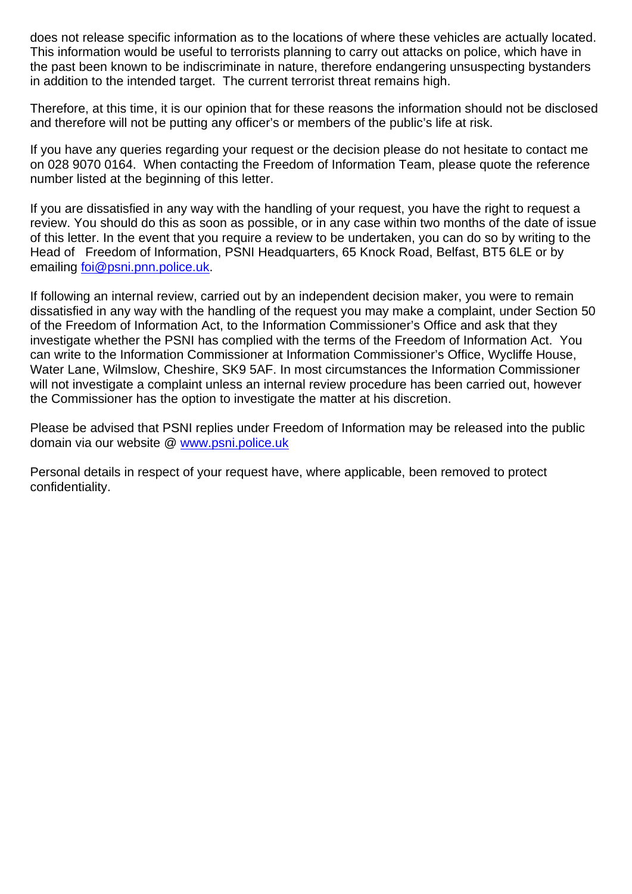does not release specific information as to the locations of where these vehicles are actually located. This information would be useful to terrorists planning to carry out attacks on police, which have in the past been known to be indiscriminate in nature, therefore endangering unsuspecting bystanders in addition to the intended target. The current terrorist threat remains high.

Therefore, at this time, it is our opinion that for these reasons the information should not be disclosed and therefore will not be putting any officer's or members of the public's life at risk.

If you have any queries regarding your request or the decision please do not hesitate to contact me on 028 9070 0164. When contacting the Freedom of Information Team, please quote the reference number listed at the beginning of this letter.

If you are dissatisfied in any way with the handling of your request, you have the right to request a review. You should do this as soon as possible, or in any case within two months of the date of issue of this letter. In the event that you require a review to be undertaken, you can do so by writing to the Head of Freedom of Information, PSNI Headquarters, 65 Knock Road, Belfast, BT5 6LE or by emailing [foi@psni.pnn.police.uk](mailto:foi@psni.pnn.police.uk).

If following an internal review, carried out by an independent decision maker, you were to remain dissatisfied in any way with the handling of the request you may make a complaint, under Section 50 of the Freedom of Information Act, to the Information Commissioner's Office and ask that they investigate whether the PSNI has complied with the terms of the Freedom of Information Act. You can write to the Information Commissioner at Information Commissioner's Office, Wycliffe House, Water Lane, Wilmslow, Cheshire, SK9 5AF. In most circumstances the Information Commissioner will not investigate a complaint unless an internal review procedure has been carried out, however the Commissioner has the option to investigate the matter at his discretion.

Please be advised that PSNI replies under Freedom of Information may be released into the public domain via our website @ [www.psni.police.uk](http://www.psni.police.uk)

Personal details in respect of your request have, where applicable, been removed to protect confidentiality.